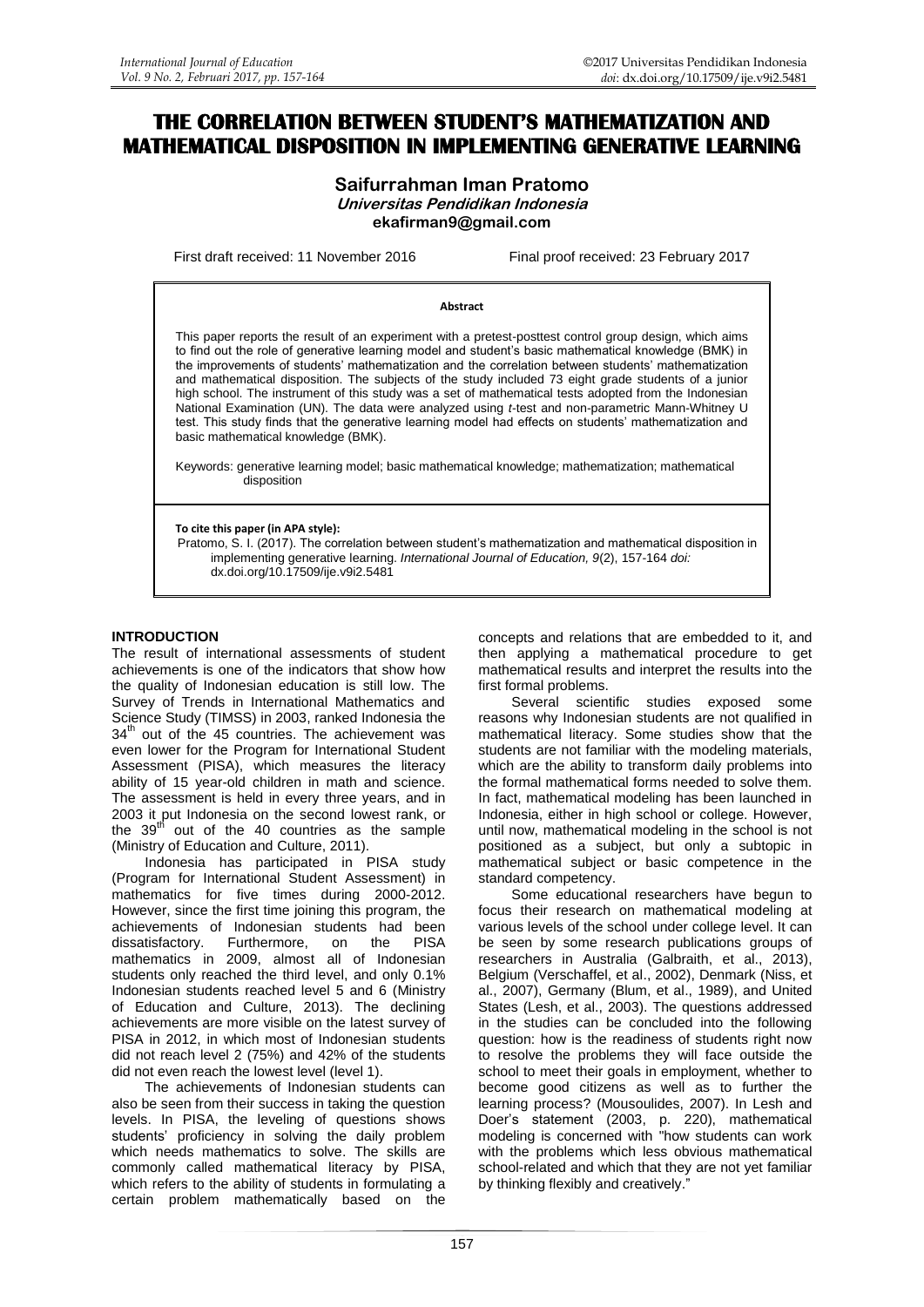# THE CORRELATION BETWEEN STUDENT'S MATHEMATIZATION AND MATHEMATICAL DISPOSITION IN IMPLEMENTING GENERATIVE LEARNING

**Saifurrahman Iman Pratomo**
***Universitas Pendidikan Indonesia***
**ekafirman9@gmail.com**

First draft received: 11 November 2016 Final proof received: 23 February 2017

**Abstract**

This paper reports the result of an experiment with a pretest-posttest control group design, which aims to find out the role of generative learning model and student's basic mathematical knowledge (BMK) in the improvements of students' mathematization and the correlation between students' mathematization and mathematical disposition. The subjects of the study included 73 eight grade students of a junior high school. The instrument of this study was a set of mathematical tests adopted from the Indonesian National Examination (UN). The data were analyzed using *t*-test and non-parametric Mann-Whitney U test. This study finds that the generative learning model had effects on students' mathematization and basic mathematical knowledge (BMK).

Keywords: generative learning model; basic mathematical knowledge; mathematization; mathematical disposition

**To cite this paper (in APA style):**
Pratomo, S. I. (2017). The correlation between student's mathematization and mathematical disposition in implementing generative learning. *International Journal of Education, 9*(2), 157-164 *doi:* dx.doi.org/10.17509/ije.v9i2.5481

## INTRODUCTION

The result of international assessments of student achievements is one of the indicators that show how the quality of Indonesian education is still low. The Survey of Trends in International Mathematics and Science Study (TIMSS) in 2003, ranked Indonesia the 34th out of the 45 countries. The achievement was even lower for the Program for International Student Assessment (PISA), which measures the literacy ability of 15 year-old children in math and science. The assessment is held in every three years, and in 2003 it put Indonesia on the second lowest rank, or the 39th out of the 40 countries as the sample (Ministry of Education and Culture, 2011).

Indonesia has participated in PISA study (Program for International Student Assessment) in mathematics for five times during 2000-2012. However, since the first time joining this program, the achievements of Indonesian students had been dissatisfactory. Furthermore, on the PISA mathematics in 2009, almost all of Indonesian students only reached the third level, and only 0.1% Indonesian students reached level 5 and 6 (Ministry of Education and Culture, 2013). The declining achievements are more visible on the latest survey of PISA in 2012, in which most of Indonesian students did not reach level 2 (75%) and 42% of the students did not even reach the lowest level (level 1).

The achievements of Indonesian students can also be seen from their success in taking the question levels. In PISA, the leveling of questions shows students' proficiency in solving the daily problem which needs mathematics to solve. The skills are commonly called mathematical literacy by PISA, which refers to the ability of students in formulating a certain problem mathematically based on the concepts and relations that are embedded to it, and then applying a mathematical procedure to get mathematical results and interpret the results into the first formal problems.

Several scientific studies exposed some reasons why Indonesian students are not qualified in mathematical literacy. Some studies show that the students are not familiar with the modeling materials, which are the ability to transform daily problems into the formal mathematical forms needed to solve them. In fact, mathematical modeling has been launched in Indonesia, either in high school or college. However, until now, mathematical modeling in the school is not positioned as a subject, but only a subtopic in mathematical subject or basic competence in the standard competency.

Some educational researchers have begun to focus their research on mathematical modeling at various levels of the school under college level. It can be seen by some research publications groups of researchers in Australia (Galbraith, et al., 2013), Belgium (Verschaffel, et al., 2002), Denmark (Niss, et al., 2007), Germany (Blum, et al., 1989), and United States (Lesh, et al., 2003). The questions addressed in the studies can be concluded into the following question: how is the readiness of students right now to resolve the problems they will face outside the school to meet their goals in employment, whether to become good citizens as well as to further the learning process? (Mousoulides, 2007). In Lesh and Doer's statement (2003, p. 220), mathematical modeling is concerned with "how students can work with the problems which less obvious mathematical school-related and which that they are not yet familiar by thinking flexibly and creatively."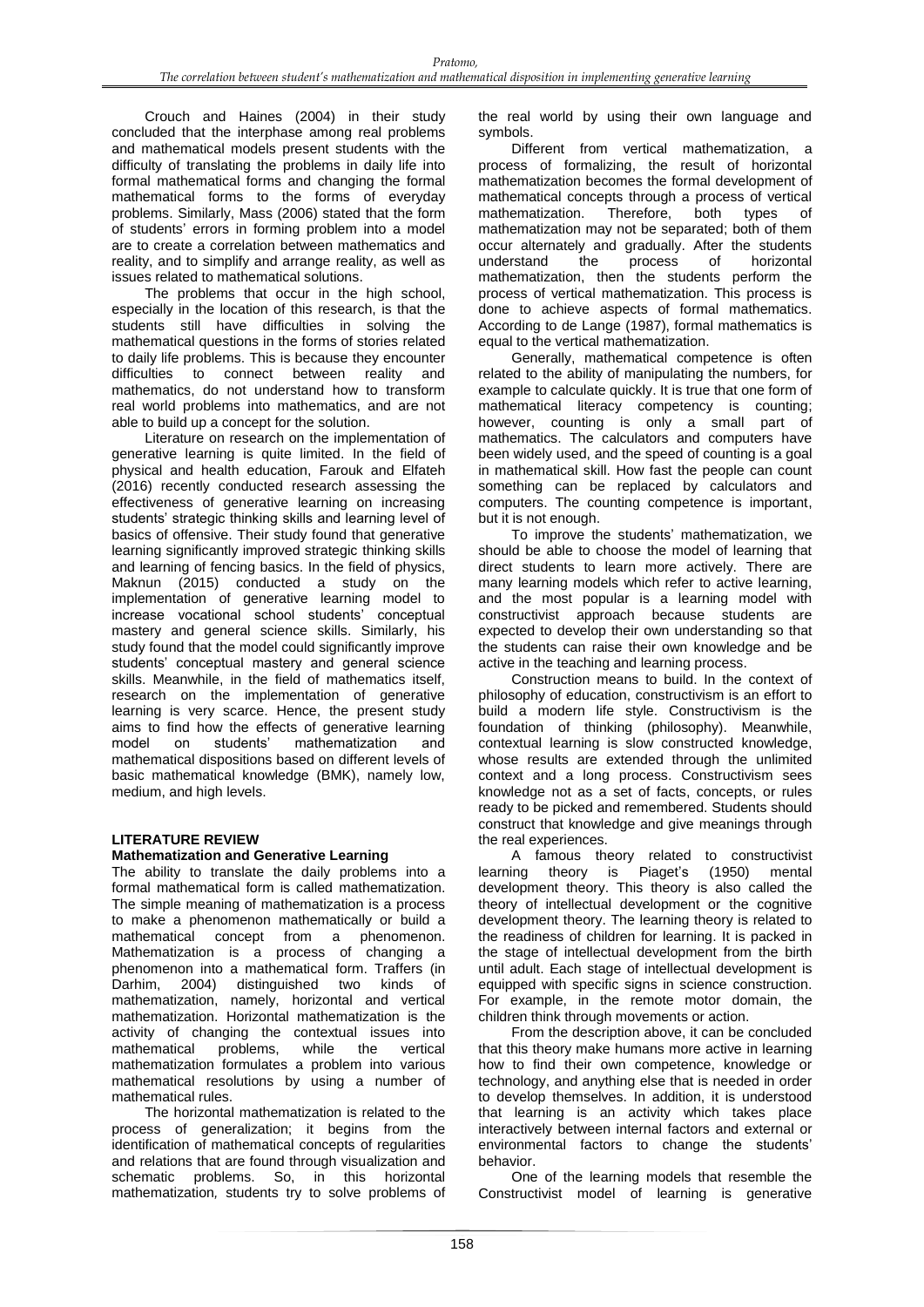Crouch and Haines (2004) in their study concluded that the interphase among real problems and mathematical models present students with the difficulty of translating the problems in daily life into formal mathematical forms and changing the formal mathematical forms to the forms of everyday problems. Similarly, Mass (2006) stated that the form of students' errors in forming problem into a model are to create a correlation between mathematics and reality, and to simplify and arrange reality, as well as issues related to mathematical solutions.

The problems that occur in the high school, especially in the location of this research, is that the students still have difficulties in solving the mathematical questions in the forms of stories related to daily life problems. This is because they encounter difficulties to connect between reality and mathematics, do not understand how to transform real world problems into mathematics, and are not able to build up a concept for the solution.

Literature on research on the implementation of generative learning is quite limited. In the field of physical and health education, Farouk and Elfateh (2016) recently conducted research assessing the effectiveness of generative learning on increasing students' strategic thinking skills and learning level of basics of offensive. Their study found that generative learning significantly improved strategic thinking skills and learning of fencing basics. In the field of physics, Maknun (2015) conducted a study on the implementation of generative learning model to increase vocational school students' conceptual mastery and general science skills. Similarly, his study found that the model could significantly improve students' conceptual mastery and general science skills. Meanwhile, in the field of mathematics itself, research on the implementation of generative learning is very scarce. Hence, the present study aims to find how the effects of generative learning model on students' mathematization and mathematical dispositions based on different levels of basic mathematical knowledge (BMK), namely low, medium, and high levels.

## LITERATURE REVIEW

### Mathematization and Generative Learning

The ability to translate the daily problems into a formal mathematical form is called mathematization. The simple meaning of mathematization is a process to make a phenomenon mathematically or build a mathematical concept from a phenomenon. Mathematization is a process of changing a phenomenon into a mathematical form. Traffers (in Darhim, 2004) distinguished two kinds of mathematization, namely, horizontal and vertical mathematization. Horizontal mathematization is the activity of changing the contextual issues into mathematical problems, while the vertical mathematization formulates a problem into various mathematical resolutions by using a number of mathematical rules.

The horizontal mathematization is related to the process of generalization; it begins from the identification of mathematical concepts of regularities and relations that are found through visualization and schematic problems. So, in this horizontal mathematization*,* students try to solve problems of the real world by using their own language and symbols.

Different from vertical mathematization, a process of formalizing, the result of horizontal mathematization becomes the formal development of mathematical concepts through a process of vertical mathematization. Therefore, both types of mathematization may not be separated; both of them occur alternately and gradually. After the students understand the process of horizontal mathematization, then the students perform the process of vertical mathematization. This process is done to achieve aspects of formal mathematics. According to de Lange (1987), formal mathematics is equal to the vertical mathematization.

Generally, mathematical competence is often related to the ability of manipulating the numbers, for example to calculate quickly. It is true that one form of mathematical literacy competency is counting; however, counting is only a small part of mathematics. The calculators and computers have been widely used, and the speed of counting is a goal in mathematical skill. How fast the people can count something can be replaced by calculators and computers. The counting competence is important, but it is not enough.

To improve the students' mathematization, we should be able to choose the model of learning that direct students to learn more actively. There are many learning models which refer to active learning, and the most popular is a learning model with constructivist approach because students are expected to develop their own understanding so that the students can raise their own knowledge and be active in the teaching and learning process.

Construction means to build. In the context of philosophy of education, constructivism is an effort to build a modern life style. Constructivism is the foundation of thinking (philosophy). Meanwhile, contextual learning is slow constructed knowledge, whose results are extended through the unlimited context and a long process. Constructivism sees knowledge not as a set of facts, concepts, or rules ready to be picked and remembered. Students should construct that knowledge and give meanings through the real experiences.

A famous theory related to constructivist learning theory is Piaget's (1950) mental development theory. This theory is also called the theory of intellectual development or the cognitive development theory. The learning theory is related to the readiness of children for learning. It is packed in the stage of intellectual development from the birth until adult. Each stage of intellectual development is equipped with specific signs in science construction. For example, in the remote motor domain, the children think through movements or action.

From the description above, it can be concluded that this theory make humans more active in learning how to find their own competence, knowledge or technology, and anything else that is needed in order to develop themselves. In addition, it is understood that learning is an activity which takes place interactively between internal factors and external or environmental factors to change the students' behavior.

One of the learning models that resemble the Constructivist model of learning is generative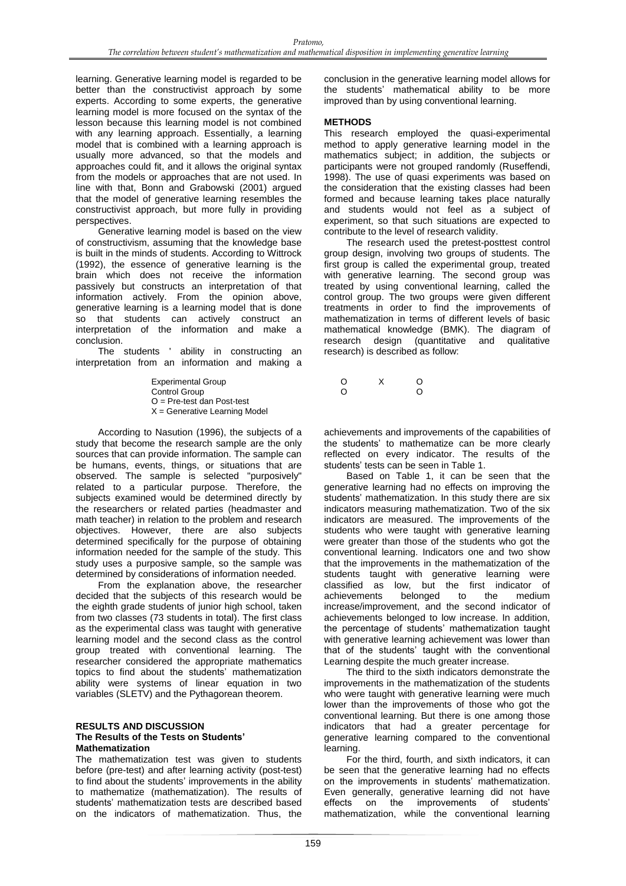learning. Generative learning model is regarded to be better than the constructivist approach by some experts. According to some experts, the generative learning model is more focused on the syntax of the lesson because this learning model is not combined with any learning approach. Essentially, a learning model that is combined with a learning approach is usually more advanced, so that the models and approaches could fit, and it allows the original syntax from the models or approaches that are not used. In line with that, Bonn and Grabowski (2001) argued that the model of generative learning resembles the constructivist approach, but more fully in providing perspectives.

Generative learning model is based on the view of constructivism, assuming that the knowledge base is built in the minds of students. According to Wittrock (1992), the essence of generative learning is the brain which does not receive the information passively but constructs an interpretation of that information actively. From the opinion above, generative learning is a learning model that is done so that students can actively construct an interpretation of the information and make a conclusion.

The students ' ability in constructing an interpretation from an information and making a conclusion in the generative learning model allows for the students' mathematical ability to be more improved than by using conventional learning.

## METHODS

This research employed the quasi-experimental method to apply generative learning model in the mathematics subject; in addition, the subjects or participants were not grouped randomly (Ruseffendi, 1998). The use of quasi experiments was based on the consideration that the existing classes had been formed and because learning takes place naturally and students would not feel as a subject of experiment, so that such situations are expected to contribute to the level of research validity.

The research used the pretest-posttest control group design, involving two groups of students. The first group is called the experimental group, treated with generative learning. The second group was treated by using conventional learning, called the control group. The two groups were given different treatments in order to find the improvements of mathematization in terms of different levels of basic mathematical knowledge (BMK). The diagram of research design (quantitative and qualitative research) is described as follow:

| | | | |
|---|---|---|---|
| Experimental Group | O | X | O |
| Control Group | O | | O |

O = Pre-test dan Post-test
X = Generative Learning Model

According to Nasution (1996), the subjects of a study that become the research sample are the only sources that can provide information. The sample can be humans, events, things, or situations that are observed. The sample is selected "purposively" related to a particular purpose. Therefore, the subjects examined would be determined directly by the researchers or related parties (headmaster and math teacher) in relation to the problem and research objectives. However, there are also subjects determined specifically for the purpose of obtaining information needed for the sample of the study. This study uses a purposive sample, so the sample was determined by considerations of information needed.

From the explanation above, the researcher decided that the subjects of this research would be the eighth grade students of junior high school, taken from two classes (73 students in total). The first class as the experimental class was taught with generative learning model and the second class as the control group treated with conventional learning. The researcher considered the appropriate mathematics topics to find about the students' mathematization ability were systems of linear equation in two variables (SLETV) and the Pythagorean theorem.

## RESULTS AND DISCUSSION

### The Results of the Tests on Students' Mathematization

The mathematization test was given to students before (pre-test) and after learning activity (post-test) to find about the students' improvements in the ability to mathematize (mathematization). The results of students' mathematization tests are described based on the indicators of mathematization. Thus, the achievements and improvements of the capabilities of the students' to mathematize can be more clearly reflected on every indicator. The results of the students' tests can be seen in Table 1.

Based on Table 1, it can be seen that the generative learning had no effects on improving the students' mathematization. In this study there are six indicators measuring mathematization. Two of the six indicators are measured. The improvements of the students who were taught with generative learning were greater than those of the students who got the conventional learning. Indicators one and two show that the improvements in the mathematization of the students taught with generative learning were classified as low, but the first indicator of achievements belonged to the medium increase/improvement, and the second indicator of achievements belonged to low increase. In addition, the percentage of students' mathematization taught with generative learning achievement was lower than that of the students' taught with the conventional Learning despite the much greater increase.

The third to the sixth indicators demonstrate the improvements in the mathematization of the students who were taught with generative learning were much lower than the improvements of those who got the conventional learning. But there is one among those indicators that had a greater percentage for generative learning compared to the conventional learning.

For the third, fourth, and sixth indicators, it can be seen that the generative learning had no effects on the improvements in students' mathematization. Even generally, generative learning did not have effects on the improvements of students' mathematization, while the conventional learning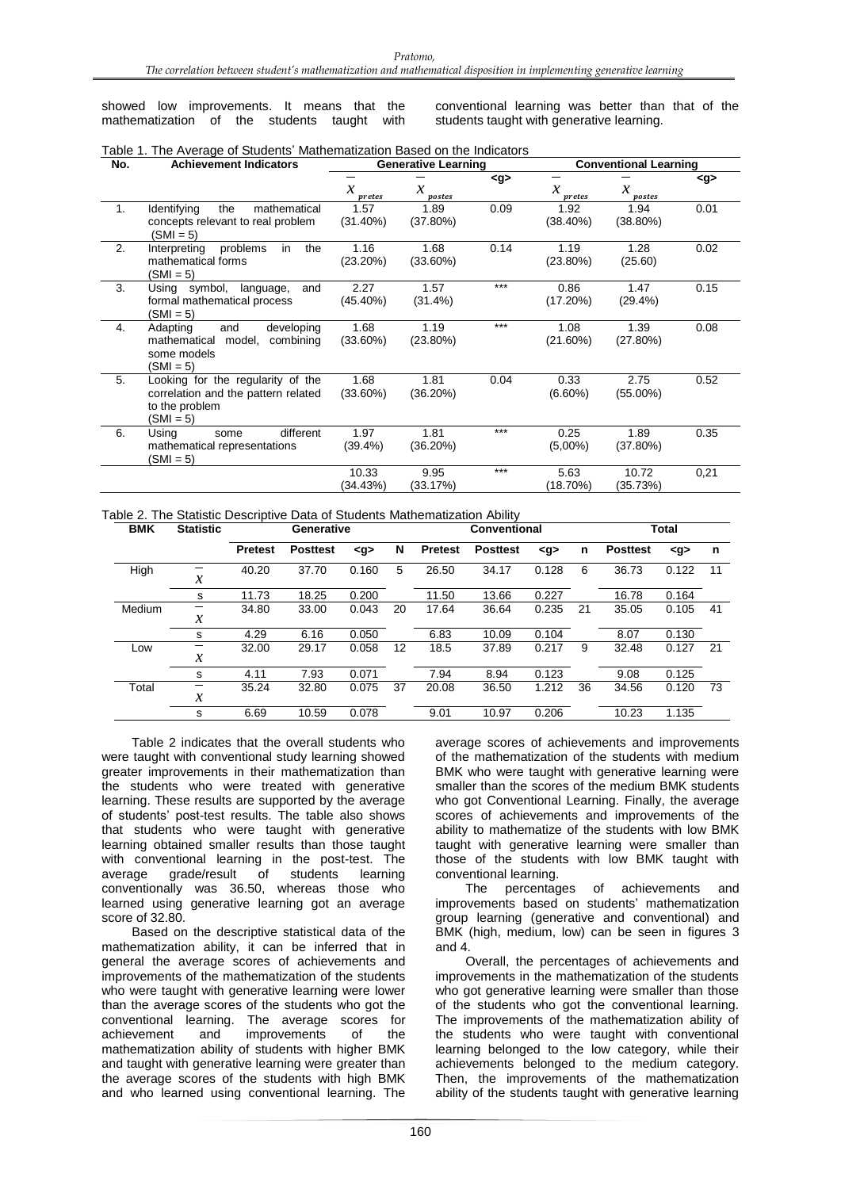showed low improvements. It means that the mathematization of the students taught with conventional learning was better than that of the students taught with generative learning.

Table 1. The Average of Students' Mathematization Based on the Indicators

| No. | Achievement Indicators | Generative Learning | | | Conventional Learning | | |
|---|---|---|---|---|---|---|---|
| | | $\bar{x}_{pretes}$ | $\bar{x}_{postes}$ | <g> | $\bar{x}_{pretes}$ | $\bar{x}_{postes}$ | <g> |
| 1. | Identifying the mathematical concepts relevant to real problem (SMI = 5) | 1.57 (31.40%) | 1.89 (37.80%) | 0.09 | 1.92 (38.40%) | 1.94 (38.80%) | 0.01 |
| 2. | Interpreting problems in the mathematical forms (SMI = 5) | 1.16 (23.20%) | 1.68 (33.60%) | 0.14 | 1.19 (23.80%) | 1.28 (25.60) | 0.02 |
| 3. | Using symbol, language, and formal mathematical process (SMI = 5) | 2.27 (45.40%) | 1.57 (31.4%) | *** | 0.86 (17.20%) | 1.47 (29.4%) | 0.15 |
| 4. | Adapting and developing mathematical model, combining some models (SMI = 5) | 1.68 (33.60%) | 1.19 (23.80%) | *** | 1.08 (21.60%) | 1.39 (27.80%) | 0.08 |
| 5. | Looking for the regularity of the correlation and the pattern related to the problem (SMI = 5) | 1.68 (33.60%) | 1.81 (36.20%) | 0.04 | 0.33 (6.60%) | 2.75 (55.00%) | 0.52 |
| 6. | Using some different mathematical representations (SMI = 5) | 1.97 (39.4%) | 1.81 (36.20%) | *** | 0.25 (5,00%) | 1.89 (37.80%) | 0.35 |
| | | 10.33 (34.43%) | 9.95 (33.17%) | *** | 5.63 (18.70%) | 10.72 (35.73%) | 0,21 |

Table 2. The Statistic Descriptive Data of Students Mathematization Ability

| BMK | Statistic | Generative | | | | Conventional | | | | Total | | |
|---|---|---|---|---|---|---|---|---|---|---|---|---|
| | | Pretest | Posttest | <g> | N | Pretest | Posttest | <g> | n | Posttest | <g> | n |
| High | $\bar{x}$ | 40.20 | 37.70 | 0.160 | 5 | 26.50 | 34.17 | 0.128 | 6 | 36.73 | 0.122 | 11 |
| | s | 11.73 | 18.25 | 0.200 | | 11.50 | 13.66 | 0.227 | | 16.78 | 0.164 | |
| Medium | $\bar{x}$ | 34.80 | 33.00 | 0.043 | 20 | 17.64 | 36.64 | 0.235 | 21 | 35.05 | 0.105 | 41 |
| | s | 4.29 | 6.16 | 0.050 | | 6.83 | 10.09 | 0.104 | | 8.07 | 0.130 | |
| Low | $\bar{x}$ | 32.00 | 29.17 | 0.058 | 12 | 18.5 | 37.89 | 0.217 | 9 | 32.48 | 0.127 | 21 |
| | s | 4.11 | 7.93 | 0.071 | | 7.94 | 8.94 | 0.123 | | 9.08 | 0.125 | |
| Total | $\bar{x}$ | 35.24 | 32.80 | 0.075 | 37 | 20.08 | 36.50 | 1.212 | 36 | 34.56 | 0.120 | 73 |
| | s | 6.69 | 10.59 | 0.078 | | 9.01 | 10.97 | 0.206 | | 10.23 | 1.135 | |

Table 2 indicates that the overall students who were taught with conventional study learning showed greater improvements in their mathematization than the students who were treated with generative learning. These results are supported by the average of students' post-test results. The table also shows that students who were taught with generative learning obtained smaller results than those taught with conventional learning in the post-test. The average grade/result of students learning conventionally was 36.50, whereas those who learned using generative learning got an average score of 32.80.

Based on the descriptive statistical data of the mathematization ability, it can be inferred that in general the average scores of achievements and improvements of the mathematization of the students who were taught with generative learning were lower than the average scores of the students who got the conventional learning. The average scores for achievement and improvements of the mathematization ability of students with higher BMK and taught with generative learning were greater than the average scores of the students with high BMK and who learned using conventional learning. The average scores of achievements and improvements of the mathematization of the students with medium BMK who were taught with generative learning were smaller than the scores of the medium BMK students who got Conventional Learning. Finally, the average scores of achievements and improvements of the ability to mathematize of the students with low BMK taught with generative learning were smaller than those of the students with low BMK taught with conventional learning.

The percentages of achievements and improvements based on students' mathematization group learning (generative and conventional) and BMK (high, medium, low) can be seen in figures 3 and 4.

Overall, the percentages of achievements and improvements in the mathematization of the students who got generative learning were smaller than those of the students who got the conventional learning. The improvements of the mathematization ability of the students who were taught with conventional learning belonged to the low category, while their achievements belonged to the medium category. Then, the improvements of the mathematization ability of the students taught with generative learning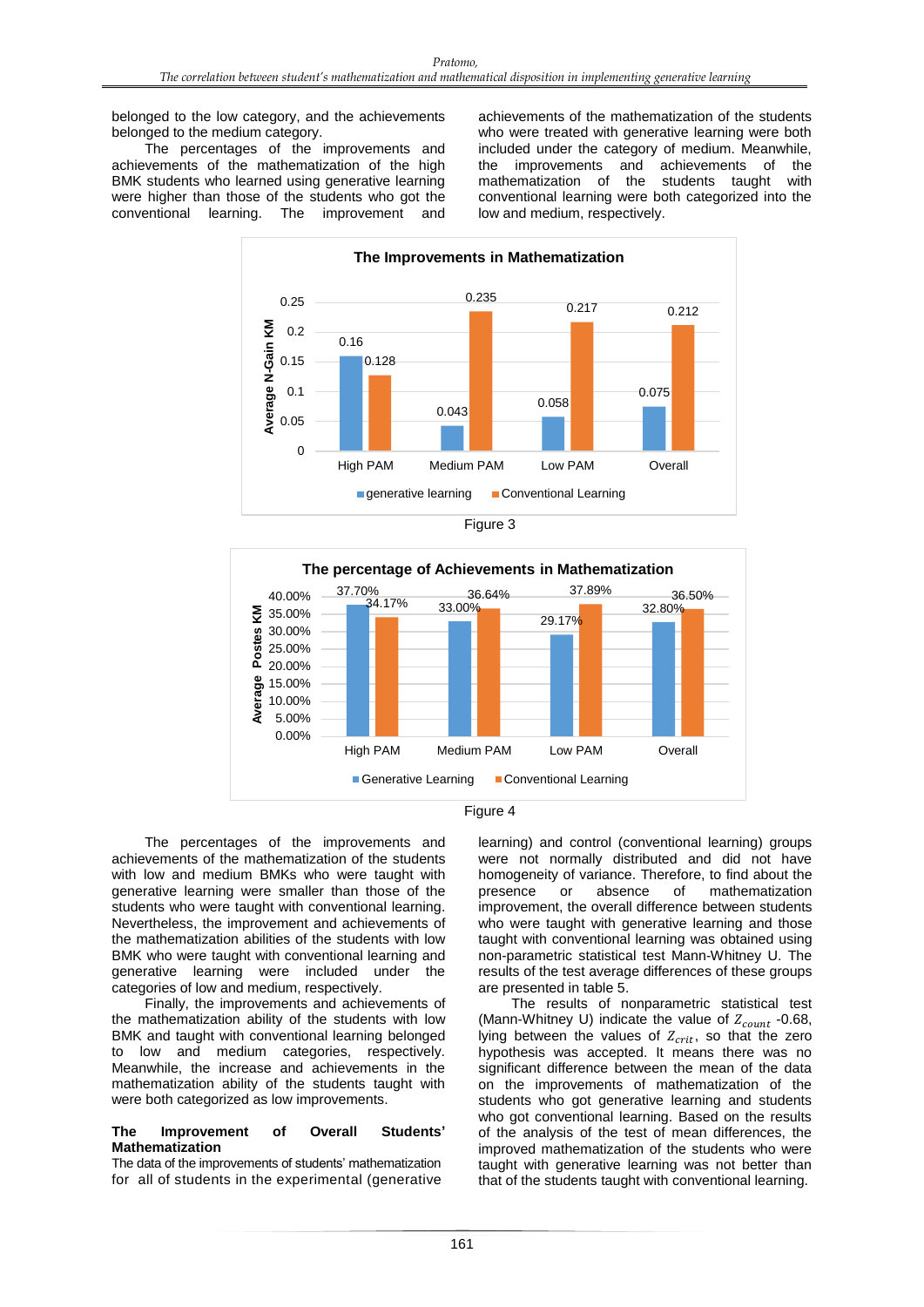belonged to the low category, and the achievements belonged to the medium category.

The percentages of the improvements and achievements of the mathematization of the high BMK students who learned using generative learning were higher than those of the students who got the conventional learning. The improvement and achievements of the mathematization of the students who were treated with generative learning were both included under the category of medium. Meanwhile, the improvements and achievements of the mathematization of the students taught with conventional learning were both categorized into the low and medium, respectively.

Figure 3

Figure 4

The percentages of the improvements and achievements of the mathematization of the students with low and medium BMKs who were taught with generative learning were smaller than those of the students who were taught with conventional learning. Nevertheless, the improvement and achievements of the mathematization abilities of the students with low BMK who were taught with conventional learning and generative learning were included under the categories of low and medium, respectively.

Finally, the improvements and achievements of the mathematization ability of the students with low BMK and taught with conventional learning belonged to low and medium categories, respectively. Meanwhile, the increase and achievements in the mathematization ability of the students taught with were both categorized as low improvements.

**The Improvement of Overall Students' Mathematization**

The data of the improvements of students' mathematization for all of students in the experimental (generative learning) and control (conventional learning) groups were not normally distributed and did not have homogeneity of variance. Therefore, to find about the presence or absence of mathematization improvement, the overall difference between students who were taught with generative learning and those taught with conventional learning was obtained using non-parametric statistical test Mann-Whitney U. The results of the test average differences of these groups are presented in table 5.

The results of nonparametric statistical test (Mann-Whitney U) indicate the value of $Z_{count}$ -0.68, lying between the values of $Z_{crit}$, so that the zero hypothesis was accepted. It means there was no significant difference between the mean of the data on the improvements of mathematization of the students who got generative learning and students who got conventional learning. Based on the results of the analysis of the test of mean differences, the improved mathematization of the students who were taught with generative learning was not better than that of the students taught with conventional learning.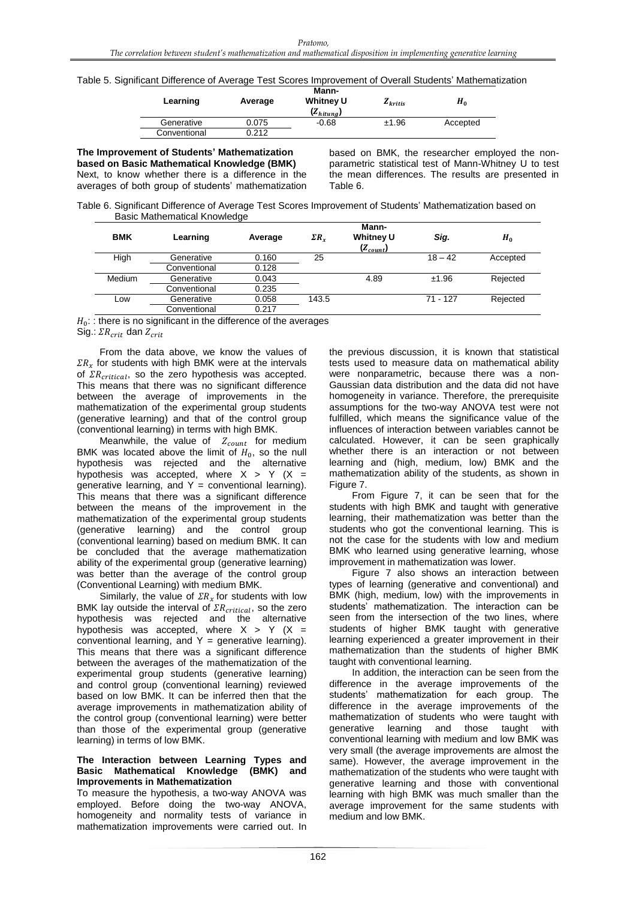Table 5. Significant Difference of Average Test Scores Improvement of Overall Students' Mathematization

| Learning | Average | Mann-Whitney U ($Z_{hitung}$) | $Z_{kritis}$ | $H_0$ |
|---|---|---|---|---|
| Generative | 0.075 | -0.68 | ±1.96 | Accepted |
| Conventional | 0.212 | | | |

**The Improvement of Students' Mathematization based on Basic Mathematical Knowledge (BMK)**

Next, to know whether there is a difference in the averages of both group of students' mathematization based on BMK, the researcher employed the non-parametric statistical test of Mann-Whitney U to test the mean differences. The results are presented in Table 6.

Table 6. Significant Difference of Average Test Scores Improvement of Students' Mathematization based on Basic Mathematical Knowledge

| BMK | Learning | Average | $\Sigma R_x$ | Mann-Whitney U ($Z_{count}$) | *Sig.* | $H_0$ |
|---|---|---|---|---|---|---|
| High | Generative | 0.160 | 25 | | 18 – 42 | Accepted |
| | Conventional | 0.128 | | | | |
| Medium | Generative | 0.043 | | 4.89 | ±1.96 | Rejected |
| | Conventional | 0.235 | | | | |
| Low | Generative | 0.058 | 143.5 | | 71 - 127 | Rejected |
| | Conventional | 0.217 | | | | |

$H_0$: : there is no significant in the difference of the averages
Sig.: $\Sigma R_{crit}$ dan $Z_{crit}$

From the data above, we know the values of $\Sigma R_x$ for students with high BMK were at the intervals of $\Sigma R_{critical}$, so the zero hypothesis was accepted. This means that there was no significant difference between the average of improvements in the mathematization of the experimental group students (generative learning) and that of the control group (conventional learning) in terms with high BMK.

Meanwhile, the value of $Z_{count}$ for medium BMK was located above the limit of $H_0$, so the null hypothesis was rejected and the alternative hypothesis was accepted, where X > Y (X = generative learning, and Y = conventional learning). This means that there was a significant difference between the means of the improvement in the mathematization of the experimental group students (generative learning) and the control group (conventional learning) based on medium BMK. It can be concluded that the average mathematization ability of the experimental group (generative learning) was better than the average of the control group (Conventional Learning) with medium BMK.

Similarly, the value of $\Sigma R_x$ for students with low BMK lay outside the interval of $\Sigma R_{critical}$, so the zero hypothesis was rejected and the alternative hypothesis was accepted, where X > Y (X = conventional learning, and Y = generative learning). This means that there was a significant difference between the averages of the mathematization of the experimental group students (generative learning) and control group (conventional learning) reviewed based on low BMK. It can be inferred then that the average improvements in mathematization ability of the control group (conventional learning) were better than those of the experimental group (generative learning) in terms of low BMK.

**The Interaction between Learning Types and Basic Mathematical Knowledge (BMK) and Improvements in Mathematization**

To measure the hypothesis, a two-way ANOVA was employed. Before doing the two-way ANOVA, homogeneity and normality tests of variance in mathematization improvements were carried out. In the previous discussion, it is known that statistical tests used to measure data on mathematical ability were nonparametric, because there was a non-Gaussian data distribution and the data did not have homogeneity in variance. Therefore, the prerequisite assumptions for the two-way ANOVA test were not fulfilled, which means the significance value of the influences of interaction between variables cannot be calculated. However, it can be seen graphically whether there is an interaction or not between learning and (high, medium, low) BMK and the mathematization ability of the students, as shown in Figure 7.

From Figure 7, it can be seen that for the students with high BMK and taught with generative learning, their mathematization was better than the students who got the conventional learning. This is not the case for the students with low and medium BMK who learned using generative learning, whose improvement in mathematization was lower.

Figure 7 also shows an interaction between types of learning (generative and conventional) and BMK (high, medium, low) with the improvements in students' mathematization. The interaction can be seen from the intersection of the two lines, where students of higher BMK taught with generative learning experienced a greater improvement in their mathematization than the students of higher BMK taught with conventional learning.

In addition, the interaction can be seen from the difference in the average improvements of the students' mathematization for each group. The difference in the average improvements of the mathematization of students who were taught with generative learning and those taught with conventional learning with medium and low BMK was very small (the average improvements are almost the same). However, the average improvement in the mathematization of the students who were taught with generative learning and those with conventional learning with high BMK was much smaller than the average improvement for the same students with medium and low BMK.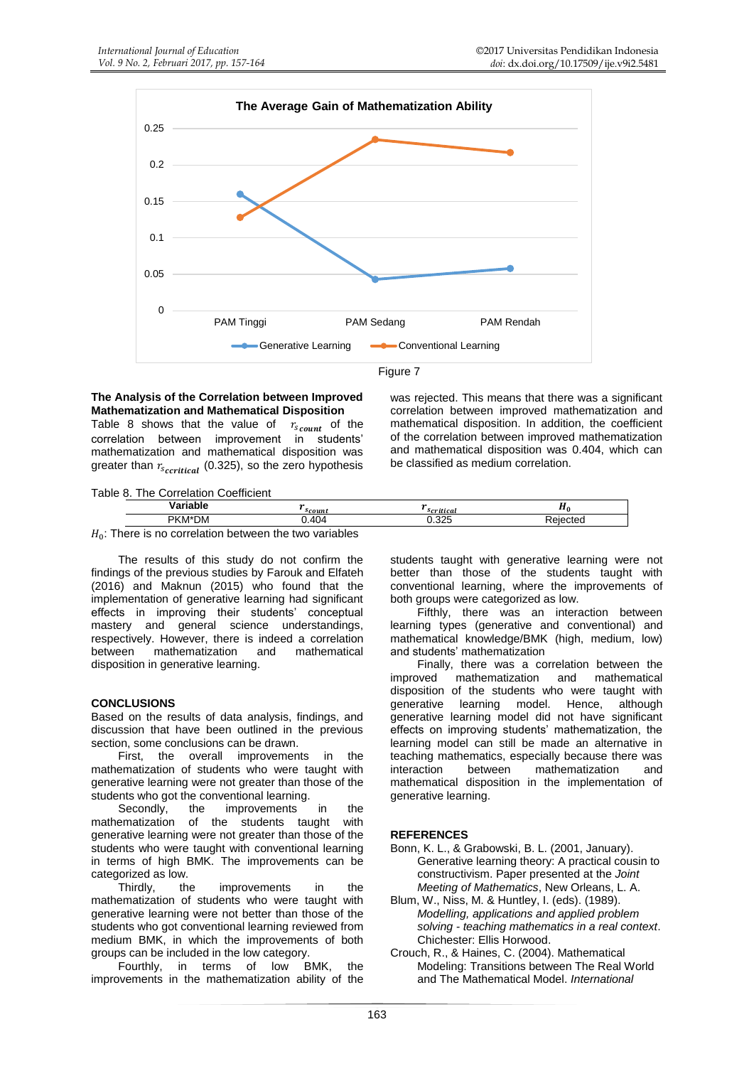The Average Gain of Mathematization Ability

Figure 7

**The Analysis of the Correlation between Improved Mathematization and Mathematical Disposition**

Table 8 shows that the value of $r_{s_{count}}$ of the correlation between improvement in students' mathematization and mathematical disposition was greater than $r_{s_{critical}}$ (0.325), so the zero hypothesis was rejected. This means that there was a significant correlation between improved mathematization and mathematical disposition. In addition, the coefficient of the correlation between improved mathematization and mathematical disposition was 0.404, which can be classified as medium correlation.

Table 8. The Correlation Coefficient

| Variable | $r_{s_{count}}$ | $r_{s_{critical}}$ | $H_0$ |
|---|---|---|---|
| PKM*DM | 0.404 | 0.325 | Rejected |

$H_0$: There is no correlation between the two variables

The results of this study do not confirm the findings of the previous studies by Farouk and Elfateh (2016) and Maknun (2015) who found that the implementation of generative learning had significant effects in improving their students' conceptual mastery and general science understandings, respectively. However, there is indeed a correlation between mathematization and mathematical disposition in generative learning.

## CONCLUSIONS

Based on the results of data analysis, findings, and discussion that have been outlined in the previous section, some conclusions can be drawn.

First, the overall improvements in the mathematization of students who were taught with generative learning were not greater than those of the students who got the conventional learning.

Secondly, the improvements in the mathematization of the students taught with generative learning were not greater than those of the students who were taught with conventional learning in terms of high BMK. The improvements can be categorized as low.

Thirdly, the improvements in the mathematization of students who were taught with generative learning were not better than those of the students who got conventional learning reviewed from medium BMK, in which the improvements of both groups can be included in the low category.

Fourthly, in terms of low BMK, the improvements in the mathematization ability of the students taught with generative learning were not better than those of the students taught with conventional learning, where the improvements of both groups were categorized as low.

Fifthly, there was an interaction between learning types (generative and conventional) and mathematical knowledge/BMK (high, medium, low) and students' mathematization

Finally, there was a correlation between the improved mathematization and mathematical disposition of the students who were taught with generative learning model. Hence, although generative learning model did not have significant effects on improving students' mathematization, the learning model can still be made an alternative in teaching mathematics, especially because there was interaction between mathematization and mathematical disposition in the implementation of generative learning.

## REFERENCES

Bonn, K. L., & Grabowski, B. L. (2001, January). Generative learning theory: A practical cousin to constructivism. Paper presented at the *Joint Meeting of Mathematics*, New Orleans, L. A.

Blum, W., Niss, M. & Huntley, I. (eds). (1989). *Modelling, applications and applied problem solving - teaching mathematics in a real context*. Chichester: Ellis Horwood.

Crouch, R., & Haines, C. (2004). Mathematical Modeling: Transitions between The Real World and The Mathematical Model. *International*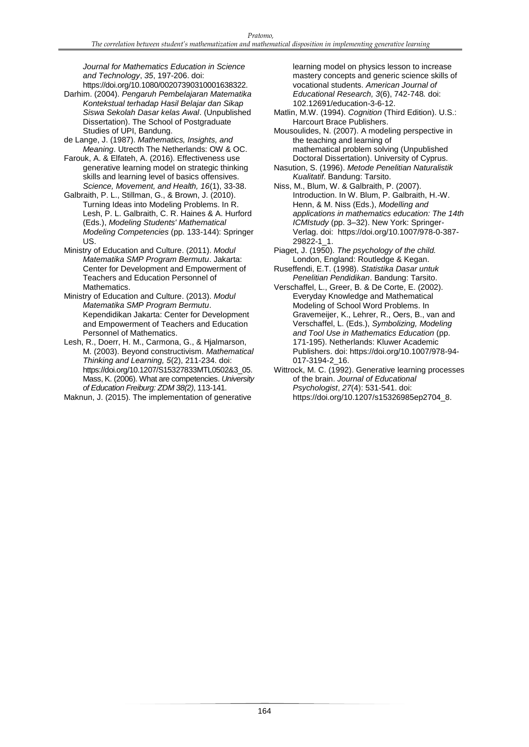*Journal for Mathematics Education in Science and Technology*, *35*, 197-206. doi: https://doi.org/10.1080/00207390310001638322.

Darhim. (2004). *Pengaruh Pembelajaran Matematika Kontekstual terhadap Hasil Belajar dan Sikap Siswa Sekolah Dasar kelas Awal*. (Unpublished Dissertation). The School of Postgraduate Studies of UPI, Bandung.

de Lange, J. (1987). *Mathematics, Insights, and Meaning*. Utrecth The Netherlands: OW & OC.

Farouk, A. & Elfateh, A. (2016). Effectiveness use generative learning model on strategic thinking skills and learning level of basics offensives. *Science, Movement, and Health, 16*(1), 33-38.

Galbraith, P. L., Stillman, G., & Brown, J. (2010). Turning Ideas into Modeling Problems. In R. Lesh, P. L. Galbraith, C. R. Haines & A. Hurford (Eds.), *Modeling Students' Mathematical Modeling Competencies* (pp. 133-144): Springer US.

Ministry of Education and Culture. (2011). *Modul Matematika SMP Program Bermutu*. Jakarta: Center for Development and Empowerment of Teachers and Education Personnel of Mathematics.

Ministry of Education and Culture. (2013). *Modul Matematika SMP Program Bermutu*. Kependidikan Jakarta: Center for Development and Empowerment of Teachers and Education Personnel of Mathematics.

Lesh, R., Doerr, H. M., Carmona, G., & Hjalmarson, M. (2003). Beyond constructivism. *Mathematical Thinking and Learning, 5*(2), 211-234. doi: https://doi.org/10.1207/S15327833MTL0502&3_05.

Mass, K. (2006). What are competencies. *University of Education Freiburg: ZDM 38(2)*, 113-141.

Maknun, J. (2015). The implementation of generative learning model on physics lesson to increase mastery concepts and generic science skills of vocational students. *American Journal of Educational Research, 3*(6), 742-748. doi: 102.12691/education-3-6-12.

Matlin, M.W. (1994). *Cognition* (Third Edition). U.S.: Harcourt Brace Publishers.

Mousoulides, N. (2007). A modeling perspective in the teaching and learning of mathematical problem solving (Unpublished Doctoral Dissertation). University of Cyprus.

Nasution, S. (1996). *Metode Penelitian Naturalistik Kualitatif*. Bandung: Tarsito.

Niss, M., Blum, W. & Galbraith, P. (2007). Introduction. In W. Blum, P. Galbraith, H.-W. Henn, & M. Niss (Eds.), *Modelling and applications in mathematics education: The 14th ICMIstudy* (pp. 3–32). New York: Springer-Verlag. doi: https://doi.org/10.1007/978-0-387-29822-1_1.

Piaget, J. (1950). *The psychology of the child.* London, England: Routledge & Kegan.

Ruseffendi, E.T. (1998). *Statistika Dasar untuk Penelitian Pendidikan*. Bandung: Tarsito.

Verschaffel, L., Greer, B. & De Corte, E. (2002). Everyday Knowledge and Mathematical Modeling of School Word Problems. In Gravemeijer, K., Lehrer, R., Oers, B., van and Verschaffel, L. (Eds.), *Symbolizing, Modeling and Tool Use in Mathematics Education* (pp. 171-195). Netherlands: Kluwer Academic Publishers. doi: https://doi.org/10.1007/978-94-017-3194-2_16.

Wittrock, M. C. (1992). Generative learning processes of the brain. *Journal of Educational Psychologist*, *27*(4): 531-541. doi: https://doi.org/10.1207/s15326985ep2704_8.